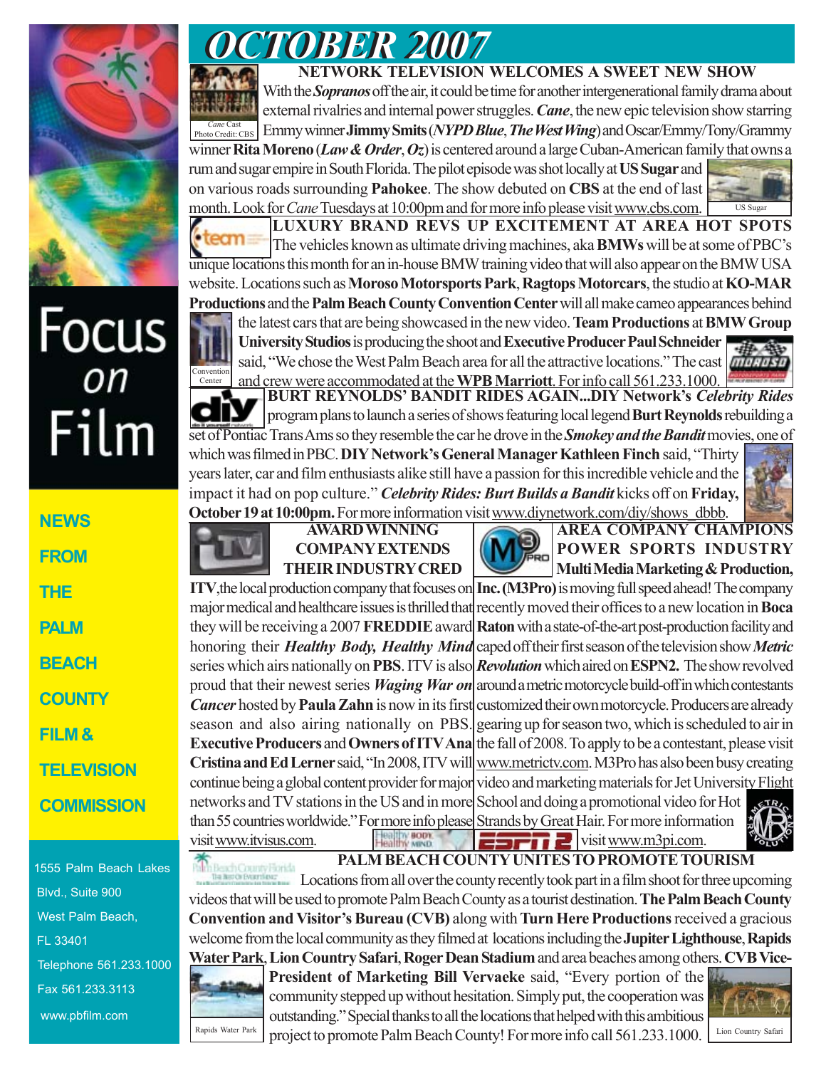# OCTOBER 2007

## NETWORK TELEVISION WELCOMES A SWEET NEW SHOW

*Cane* Cast
Photo Credit: CBS

With the ***Sopranos*** off the air, it could be time for another intergenerational family drama about external rivalries and internal power struggles. ***Cane***, the new epic television show starring Emmy winner **Jimmy Smits** (***NYPD Blue***, ***The West Wing***) and Oscar/Emmy/Tony/Grammy winner **Rita Moreno** (***Law & Order***, ***Oz***) is centered around a large Cuban-American family that owns a rum and sugar empire in South Florida. The pilot episode was shot locally at **US Sugar** and on various roads surrounding **Pahokee**. The show debuted on **CBS** at the end of last month. Look for *Cane* Tuesdays at 10:00pm and for more info please visit www.cbs.com.

US Sugar

## LUXURY BRAND REVS UP EXCITEMENT AT AREA HOT SPOTS

The vehicles known as ultimate driving machines, aka **BMWs** will be at some of PBC's unique locations this month for an in-house BMW training video that will also appear on the BMW USA website. Locations such as **Moroso Motorsports Park**, **Ragtops Motorcars**, the studio at **KO-MAR Productions** and the **Palm Beach County Convention Center** will all make cameo appearances behind the latest cars that are being showcased in the new video. **Team Productions** at **BMW Group University Studios** is producing the shoot and **Executive Producer Paul Schneider** said, "We chose the West Palm Beach area for all the attractive locations." The cast and crew were accommodated at the **WPB Marriott**. For info call 561.233.1000.

Convention Center

## BURT REYNOLDS' BANDIT RIDES AGAIN...DIY Network's *Celebrity Rides*

program plans to launch a series of shows featuring local legend **Burt Reynolds** rebuilding a set of Pontiac Trans Ams so they resemble the car he drove in the ***Smokey and the Bandit*** movies, one of which was filmed in PBC. **DIY Network's General Manager Kathleen Finch** said, "Thirty years later, car and film enthusiasts alike still have a passion for this incredible vehicle and the impact it had on pop culture." ***Celebrity Rides: Burt Builds a Bandit*** kicks off on **Friday, October 19 at 10:00pm.** For more information visit www.diynetwork.com/diy/shows_dbbb.

## AWARD WINNING COMPANY EXTENDS THEIR INDUSTRY CRED

**ITV**, the local production company that focuses on major medical and healthcare issues is thrilled that they will be receiving a 2007 **FREDDIE** award honoring their ***Healthy Body, Healthy Mind*** series which airs nationally on **PBS**. ITV is also proud that their newest series ***Waging War on Cancer*** hosted by **Paula Zahn** is now in its first season and also airing nationally on PBS. **Executive Producers** and **Owners of ITV Ana Cristina and Ed Lerner** said, "In 2008, ITV will continue being a global content provider for major networks and TV stations in the US and in more than 55 countries worldwide." For more info please visit www.itvisus.com.

## AREA COMPANY CHAMPIONS POWER SPORTS INDUSTRY

**Multi Media Marketing & Production, Inc. (M3Pro)** is moving full speed ahead! The company recently moved their offices to a new location in **Boca Raton** with a state-of-the-art post-production facility and caped off their first season of the television show ***Metric Revolution*** which aired on **ESPN2.** The show revolved around a metric motorcycle build-off in which contestants customized their own motorcycle. Producers are already gearing up for season two, which is scheduled to air in the fall of 2008. To apply to be a contestant, please visit www.metrictv.com. M3Pro has also been busy creating video and marketing materials for Jet University Flight School and doing a promotional video for Hot Strands by Great Hair. For more information visit www.m3pi.com.

## PALM BEACH COUNTY UNITES TO PROMOTE TOURISM

Locations from all over the county recently took part in a film shoot for three upcoming videos that will be used to promote Palm Beach County as a tourist destination. **The Palm Beach County Convention and Visitor's Bureau (CVB)** along with **Turn Here Productions** received a gracious welcome from the local community as they filmed at locations including the **Jupiter Lighthouse**, **Rapids Water Park**, **Lion Country Safari**, **Roger Dean Stadium** and area beaches among others. **CVB Vice-President of Marketing Bill Vervaeke** said, "Every portion of the community stepped up without hesitation. Simply put, the cooperation was outstanding." Special thanks to all the locations that helped with this ambitious project to promote Palm Beach County! For more info call 561.233.1000.

Rapids Water Park

Lion Country Safari

---

Focus on Film

NEWS FROM THE PALM BEACH COUNTY FILM & TELEVISION COMMISSION

1555 Palm Beach Lakes Blvd., Suite 900
West Palm Beach, FL 33401
Telephone 561.233.1000
Fax 561.233.3113
www.pbfilm.com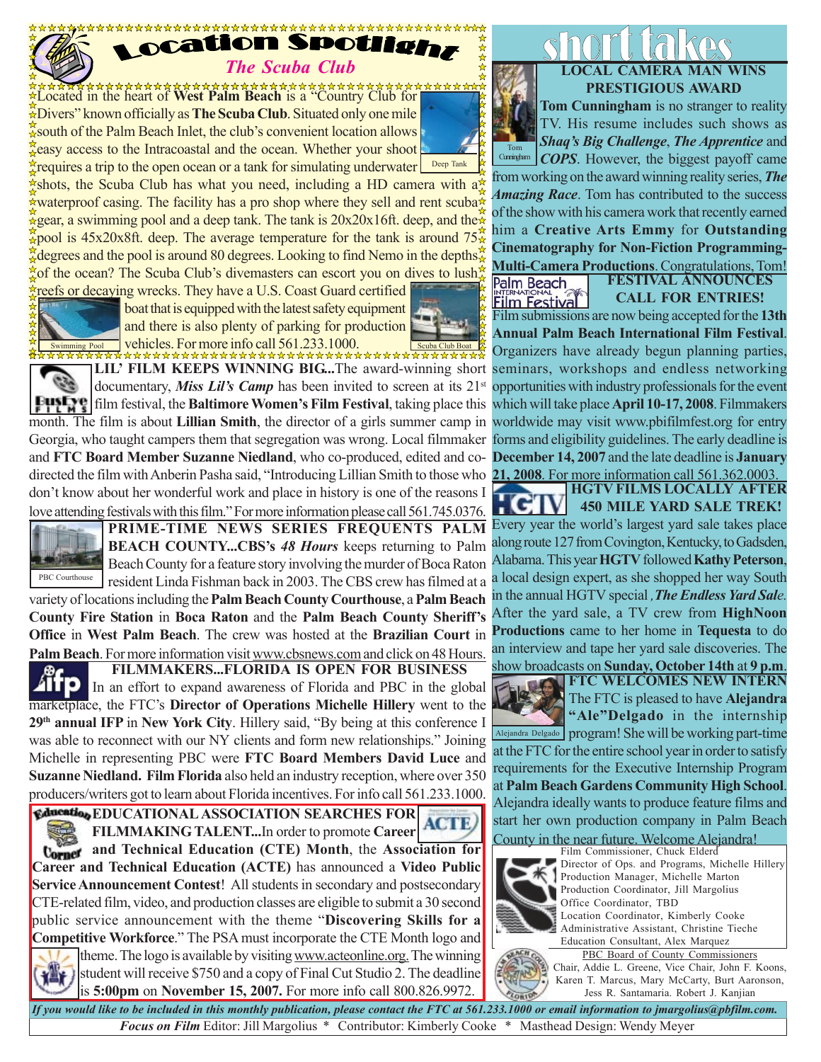# Location Spotlight

## The Scuba Club

Located in the heart of **West Palm Beach** is a "Country Club for Divers" known officially as **The Scuba Club**. Situated only one mile south of the Palm Beach Inlet, the club's convenient location allows easy access to the Intracoastal and the ocean. Whether your shoot requires a trip to the open ocean or a tank for simulating underwater shots, the Scuba Club has what you need, including a HD camera with a waterproof casing. The facility has a pro shop where they sell and rent scuba gear, a swimming pool and a deep tank. The tank is 20x20x16ft. deep, and the pool is 45x20x8ft. deep. The average temperature for the tank is around 75 degrees and the pool is around 80 degrees. Looking to find Nemo in the depths of the ocean? The Scuba Club's divemasters can escort you on dives to lush reefs or decaying wrecks. They have a U.S. Coast Guard certified boat that is equipped with the latest safety equipment and there is also plenty of parking for production vehicles. For more info call 561.233.1000.

Deep Tank

Swimming Pool

Scuba Club Boat

**LIL' FILM KEEPS WINNING BIG...**The award-winning short documentary, ***Miss Lil's Camp*** has been invited to screen at its 21st film festival, the **Baltimore Women's Film Festival**, taking place this month. The film is about **Lillian Smith**, the director of a girls summer camp in Georgia, who taught campers them that segregation was wrong. Local filmmaker and **FTC Board Member Suzanne Niedland**, who co-produced, edited and co-directed the film with Anberin Pasha said, "Introducing Lillian Smith to those who don't know about her wonderful work and place in history is one of the reasons I love attending festivals with this film." For more information please call 561.745.0376.

**PRIME-TIME NEWS SERIES FREQUENTS PALM BEACH COUNTY...CBS's** *48 Hours* keeps returning to Palm Beach County for a feature story involving the murder of Boca Raton resident Linda Fishman back in 2003. The CBS crew has filmed at a variety of locations including the **Palm Beach County Courthouse**, a **Palm Beach County Fire Station** in **Boca Raton** and the **Palm Beach County Sheriff's Office** in **West Palm Beach**. The crew was hosted at the **Brazilian Court** in **Palm Beach**. For more information visit www.cbsnews.com and click on 48 Hours.

PBC Courthouse

**FILMMAKERS...FLORIDA IS OPEN FOR BUSINESS**

In an effort to expand awareness of Florida and PBC in the global marketplace, the FTC's **Director of Operations Michelle Hillery** went to the **29th annual IFP** in **New York City**. Hillery said, "By being at this conference I was able to reconnect with our NY clients and form new relationships." Joining Michelle in representing PBC were **FTC Board Members David Luce** and **Suzanne Niedland. Film Florida** also held an industry reception, where over 350 producers/writers got to learn about Florida incentives. For info call 561.233.1000.

**EDUCATIONAL ASSOCIATION SEARCHES FOR FILMMAKING TALENT...**In order to promote **Career and Technical Education (CTE) Month**, the **Association for Career and Technical Education (ACTE)** has announced a **Video Public Service Announcement Contest**! All students in secondary and postsecondary CTE-related film, video, and production classes are eligible to submit a 30 second public service announcement with the theme "**Discovering Skills for a Competitive Workforce**." The PSA must incorporate the CTE Month logo and theme. The logo is available by visiting www.acteonline.org. The winning student will receive $750 and a copy of Final Cut Studio 2. The deadline is **5:00pm** on **November 15, 2007.** For more info call 800.826.9972.

# short takes

**LOCAL CAMERA MAN WINS PRESTIGIOUS AWARD**

**Tom Cunningham** is no stranger to reality TV. His resume includes such shows as ***Shaq's Big Challenge***, ***The Apprentice*** and ***COPS***. However, the biggest payoff came from working on the award winning reality series, ***The Amazing Race***. Tom has contributed to the success of the show with his camera work that recently earned him a **Creative Arts Emmy** for **Outstanding Cinematography for Non-Fiction Programming-Multi-Camera Productions**. Congratulations, Tom!

Tom Cunningham

**FESTIVAL ANNOUNCES CALL FOR ENTRIES!**

Film submissions are now being accepted for the **13th Annual Palm Beach International Film Festival**. Organizers have already begun planning parties, seminars, workshops and endless networking opportunities with industry professionals for the event which will take place **April 10-17, 2008**. Filmmakers worldwide may visit www.pbifilmfest.org for entry forms and eligibility guidelines. The early deadline is **December 14, 2007** and the late deadline is **January 21, 2008**. For more information call 561.362.0003.

**HGTV FILMS LOCALLY AFTER 450 MILE YARD SALE TREK!**

Every year the world's largest yard sale takes place along route 127 from Covington, Kentucky, to Gadsden, Alabama. This year **HGTV** followed **Kathy Peterson**, a local design expert, as she shopped her way South in the annual HGTV special, ***The Endless Yard Sale***. After the yard sale, a TV crew from **HighNoon Productions** came to her home in **Tequesta** to do an interview and tape her yard sale discoveries. The show broadcasts on **Sunday, October 14th** at **9 p.m**.

**FTC WELCOMES NEW INTERN**

The FTC is pleased to have **Alejandra "Ale"Delgado** in the internship program! She will be working part-time at the FTC for the entire school year in order to satisfy requirements for the Executive Internship Program at **Palm Beach Gardens Community High School**. Alejandra ideally wants to produce feature films and start her own production company in Palm Beach County in the near future. Welcome Alejandra!

Alejandra Delgado

Film Commissioner, Chuck Elderd
Director of Ops. and Programs, Michelle Hillery
Production Manager, Michelle Marton
Production Coordinator, Jill Margolius
Office Coordinator, TBD
Location Coordinator, Kimberly Cooke
Administrative Assistant, Christine Tieche
Education Consultant, Alex Marquez

PBC Board of County Commissioners
Chair, Addie L. Greene, Vice Chair, John F. Koons, Karen T. Marcus, Mary McCarty, Burt Aaronson, Jess R. Santamaria. Robert J. Kanjian

*If you would like to be included in this monthly publication, please contact the FTC at 561.233.1000 or email information to jmargolius@pbfilm.com.*

***Focus on Film*** Editor: Jill Margolius * Contributor: Kimberly Cooke * Masthead Design: Wendy Meyer